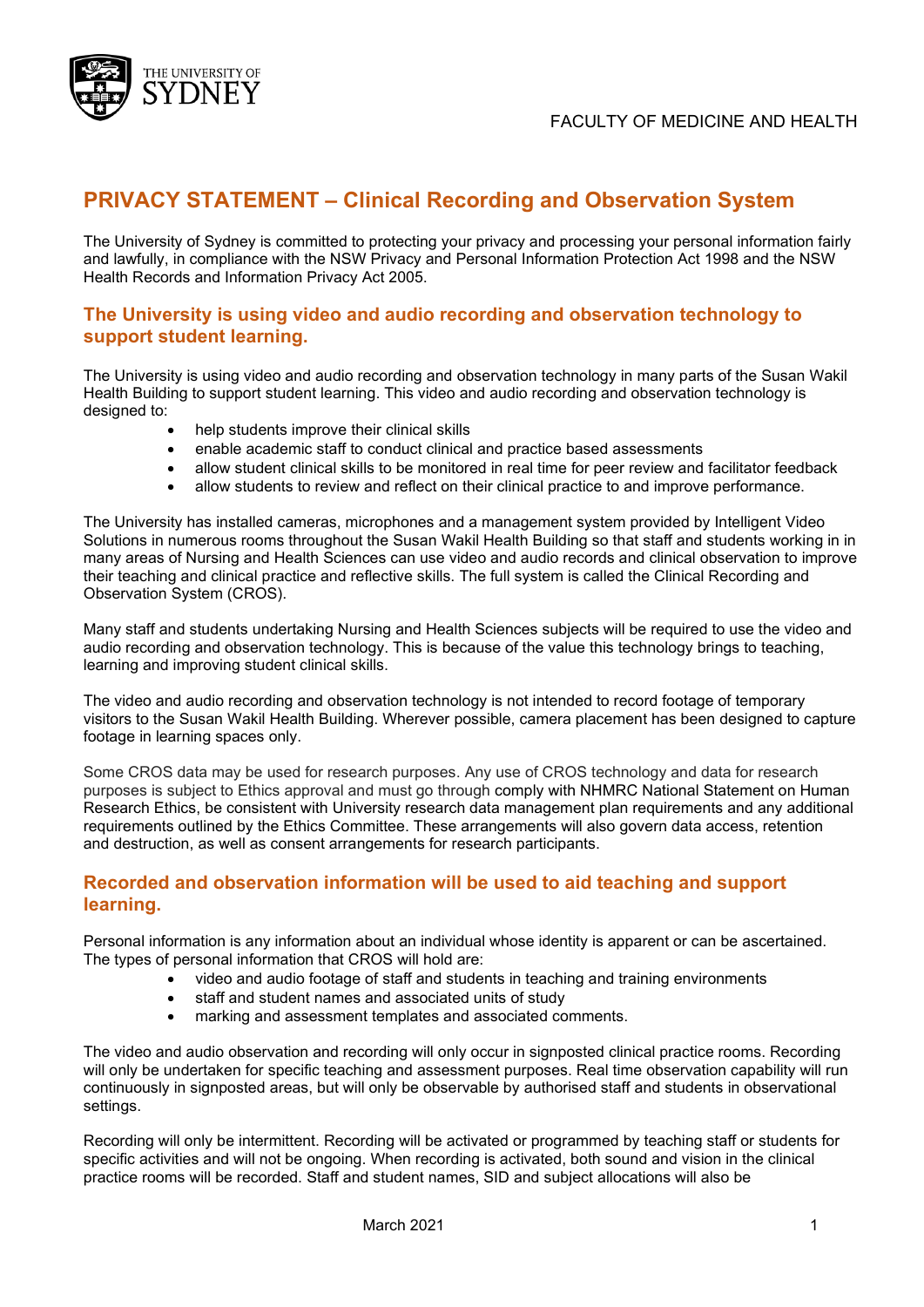FACULTY OF MEDICINE AND HEALTH

# PRIVACY STATEMENT – Clinical Recording and Observation System

The University of Sydney is committed to protecting your privacy and processing your personal information fairly and lawfully, in compliance with the NSW Privacy and Personal Information Protection Act 1998 and the NSW Health Records and Information Privacy Act 2005.

## The University is using video and audio recording and observation technology to support student learning.

The University is using video and audio recording and observation technology in many parts of the Susan Wakil Health Building to support student learning. This video and audio recording and observation technology is designed to:

- help students improve their clinical skills
- enable academic staff to conduct clinical and practice based assessments
- allow student clinical skills to be monitored in real time for peer review and facilitator feedback
- allow students to review and reflect on their clinical practice to and improve performance.

The University has installed cameras, microphones and a management system provided by Intelligent Video Solutions in numerous rooms throughout the Susan Wakil Health Building so that staff and students working in in many areas of Nursing and Health Sciences can use video and audio records and clinical observation to improve their teaching and clinical practice and reflective skills. The full system is called the Clinical Recording and Observation System (CROS).

Many staff and students undertaking Nursing and Health Sciences subjects will be required to use the video and audio recording and observation technology. This is because of the value this technology brings to teaching, learning and improving student clinical skills.

The video and audio recording and observation technology is not intended to record footage of temporary visitors to the Susan Wakil Health Building. Wherever possible, camera placement has been designed to capture footage in learning spaces only.

Some CROS data may be used for research purposes. Any use of CROS technology and data for research purposes is subject to Ethics approval and must go through comply with NHMRC National Statement on Human Research Ethics, be consistent with University research data management plan requirements and any additional requirements outlined by the Ethics Committee. These arrangements will also govern data access, retention and destruction, as well as consent arrangements for research participants.

## Recorded and observation information will be used to aid teaching and support learning.

Personal information is any information about an individual whose identity is apparent or can be ascertained. The types of personal information that CROS will hold are:

- video and audio footage of staff and students in teaching and training environments
- staff and student names and associated units of study
- marking and assessment templates and associated comments.

The video and audio observation and recording will only occur in signposted clinical practice rooms. Recording will only be undertaken for specific teaching and assessment purposes. Real time observation capability will run continuously in signposted areas, but will only be observable by authorised staff and students in observational settings.

Recording will only be intermittent. Recording will be activated or programmed by teaching staff or students for specific activities and will not be ongoing. When recording is activated, both sound and vision in the clinical practice rooms will be recorded. Staff and student names, SID and subject allocations will also be

March 2021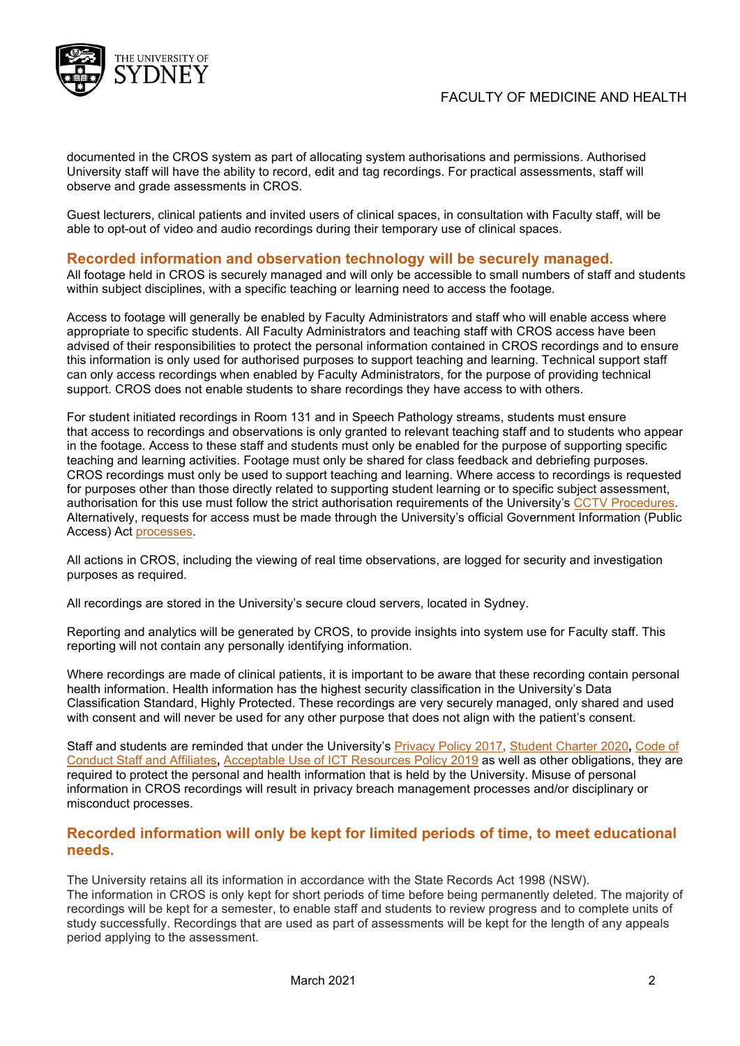documented in the CROS system as part of allocating system authorisations and permissions. Authorised University staff will have the ability to record, edit and tag recordings. For practical assessments, staff will observe and grade assessments in CROS.

Guest lecturers, clinical patients and invited users of clinical spaces, in consultation with Faculty staff, will be able to opt-out of video and audio recordings during their temporary use of clinical spaces.

## Recorded information and observation technology will be securely managed.

All footage held in CROS is securely managed and will only be accessible to small numbers of staff and students within subject disciplines, with a specific teaching or learning need to access the footage.

Access to footage will generally be enabled by Faculty Administrators and staff who will enable access where appropriate to specific students. All Faculty Administrators and teaching staff with CROS access have been advised of their responsibilities to protect the personal information contained in CROS recordings and to ensure this information is only used for authorised purposes to support teaching and learning. Technical support staff can only access recordings when enabled by Faculty Administrators, for the purpose of providing technical support. CROS does not enable students to share recordings they have access to with others.

For student initiated recordings in Room 131 and in Speech Pathology streams, students must ensure that access to recordings and observations is only granted to relevant teaching staff and to students who appear in the footage. Access to these staff and students must only be enabled for the purpose of supporting specific teaching and learning activities. Footage must only be shared for class feedback and debriefing purposes. CROS recordings must only be used to support teaching and learning. Where access to recordings is requested for purposes other than those directly related to supporting student learning or to specific subject assessment, authorisation for this use must follow the strict authorisation requirements of the University's CCTV Procedures. Alternatively, requests for access must be made through the University's official Government Information (Public Access) Act processes.

All actions in CROS, including the viewing of real time observations, are logged for security and investigation purposes as required.

All recordings are stored in the University's secure cloud servers, located in Sydney.

Reporting and analytics will be generated by CROS, to provide insights into system use for Faculty staff. This reporting will not contain any personally identifying information.

Where recordings are made of clinical patients, it is important to be aware that these recording contain personal health information. Health information has the highest security classification in the University's Data Classification Standard, Highly Protected. These recordings are very securely managed, only shared and used with consent and will never be used for any other purpose that does not align with the patient's consent.

Staff and students are reminded that under the University's Privacy Policy 2017, Student Charter 2020, Code of Conduct Staff and Affiliates, Acceptable Use of ICT Resources Policy 2019 as well as other obligations, they are required to protect the personal and health information that is held by the University. Misuse of personal information in CROS recordings will result in privacy breach management processes and/or disciplinary or misconduct processes.

## Recorded information will only be kept for limited periods of time, to meet educational needs.

The University retains all its information in accordance with the State Records Act 1998 (NSW).
The information in CROS is only kept for short periods of time before being permanently deleted. The majority of recordings will be kept for a semester, to enable staff and students to review progress and to complete units of study successfully. Recordings that are used as part of assessments will be kept for the length of any appeals period applying to the assessment.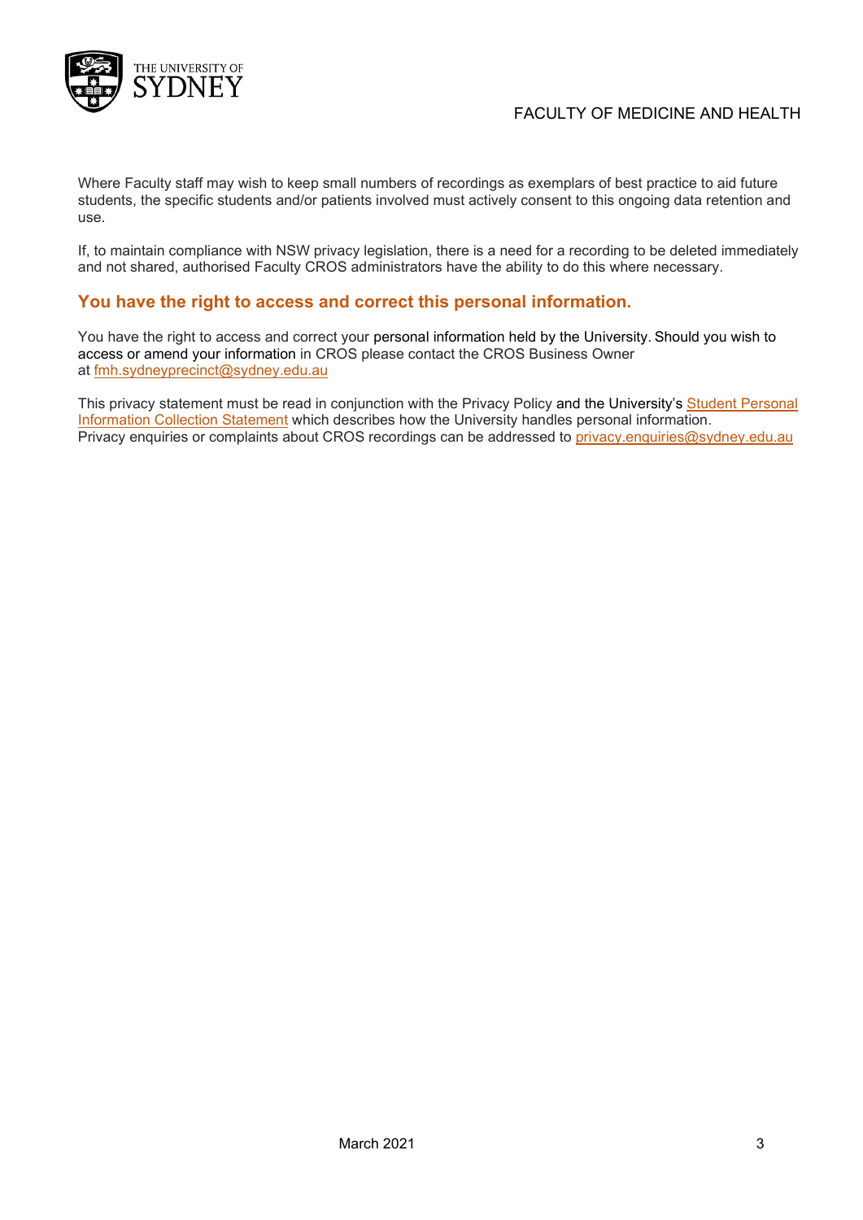Where Faculty staff may wish to keep small numbers of recordings as exemplars of best practice to aid future students, the specific students and/or patients involved must actively consent to this ongoing data retention and use.

If, to maintain compliance with NSW privacy legislation, there is a need for a recording to be deleted immediately and not shared, authorised Faculty CROS administrators have the ability to do this where necessary.

## You have the right to access and correct this personal information.

You have the right to access and correct your personal information held by the University. Should you wish to access or amend your information in CROS please contact the CROS Business Owner at fmh.sydneyprecinct@sydney.edu.au

This privacy statement must be read in conjunction with the Privacy Policy and the University's Student Personal Information Collection Statement which describes how the University handles personal information. Privacy enquiries or complaints about CROS recordings can be addressed to privacy.enquiries@sydney.edu.au